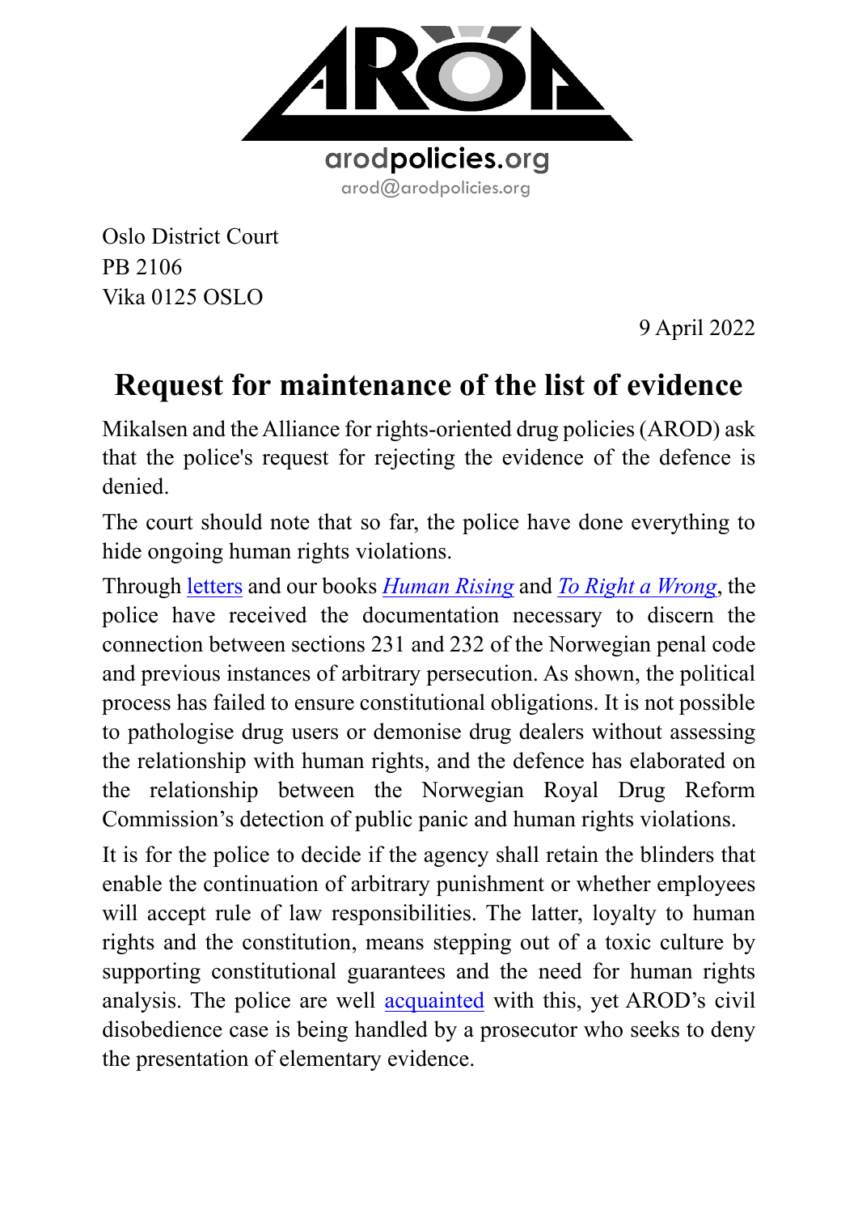arodpolicies.org
arod@arodpolicies.org

Oslo District Court
PB 2106
Vika 0125 OSLO

9 April 2022

# Request for maintenance of the list of evidence

Mikalsen and the Alliance for rights-oriented drug policies (AROD) ask that the police's request for rejecting the evidence of the defence is denied.

The court should note that so far, the police have done everything to hide ongoing human rights violations.

Through letters and our books *Human Rising* and *To Right a Wrong*, the police have received the documentation necessary to discern the connection between sections 231 and 232 of the Norwegian penal code and previous instances of arbitrary persecution. As shown, the political process has failed to ensure constitutional obligations. It is not possible to pathologise drug users or demonise drug dealers without assessing the relationship with human rights, and the defence has elaborated on the relationship between the Norwegian Royal Drug Reform Commission's detection of public panic and human rights violations.

It is for the police to decide if the agency shall retain the blinders that enable the continuation of arbitrary punishment or whether employees will accept rule of law responsibilities. The latter, loyalty to human rights and the constitution, means stepping out of a toxic culture by supporting constitutional guarantees and the need for human rights analysis. The police are well acquainted with this, yet AROD's civil disobedience case is being handled by a prosecutor who seeks to deny the presentation of elementary evidence.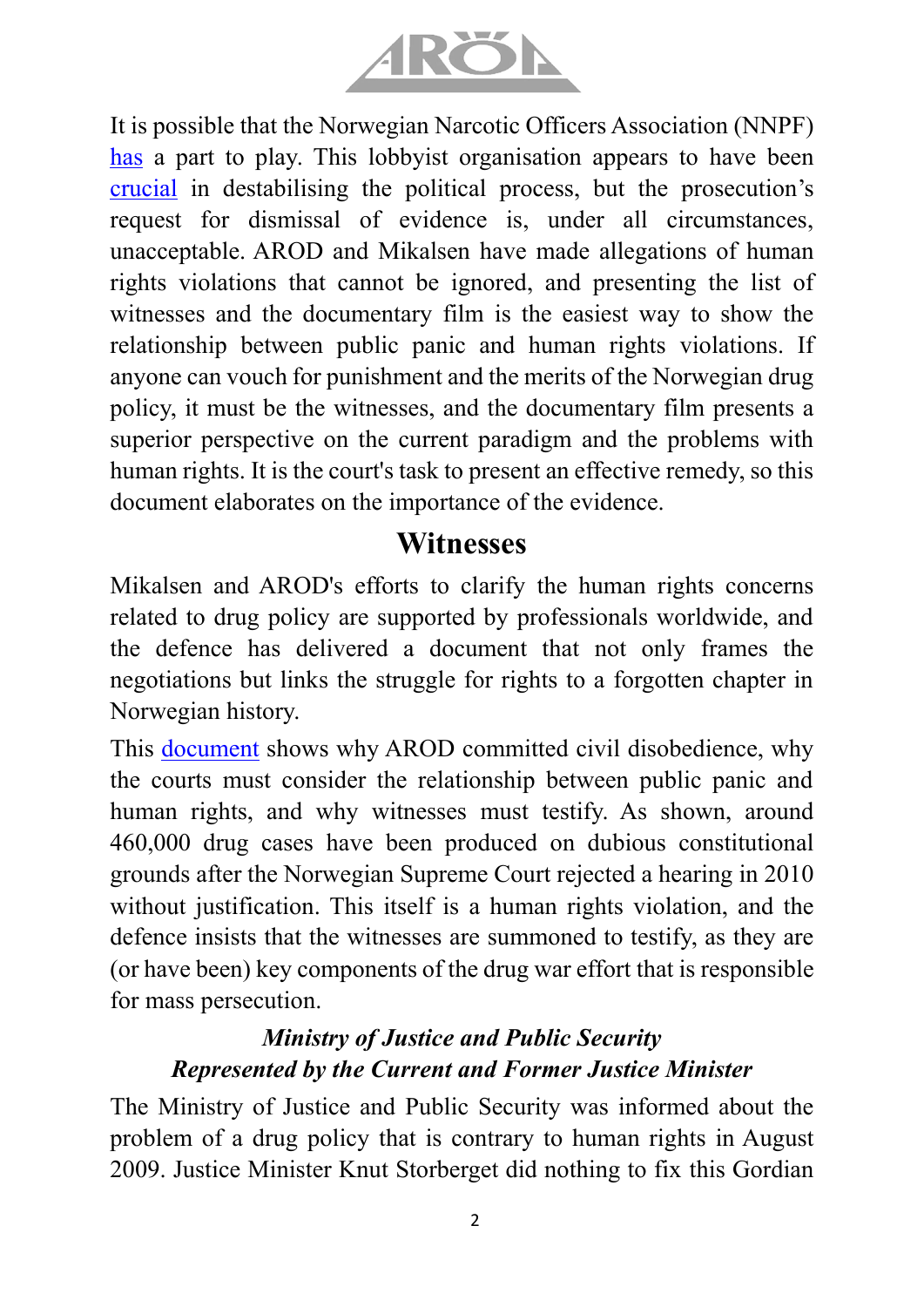It is possible that the Norwegian Narcotic Officers Association (NNPF) has a part to play. This lobbyist organisation appears to have been crucial in destabilising the political process, but the prosecution's request for dismissal of evidence is, under all circumstances, unacceptable. AROD and Mikalsen have made allegations of human rights violations that cannot be ignored, and presenting the list of witnesses and the documentary film is the easiest way to show the relationship between public panic and human rights violations. If anyone can vouch for punishment and the merits of the Norwegian drug policy, it must be the witnesses, and the documentary film presents a superior perspective on the current paradigm and the problems with human rights. It is the court's task to present an effective remedy, so this document elaborates on the importance of the evidence.

## Witnesses

Mikalsen and AROD's efforts to clarify the human rights concerns related to drug policy are supported by professionals worldwide, and the defence has delivered a document that not only frames the negotiations but links the struggle for rights to a forgotten chapter in Norwegian history.

This document shows why AROD committed civil disobedience, why the courts must consider the relationship between public panic and human rights, and why witnesses must testify. As shown, around 460,000 drug cases have been produced on dubious constitutional grounds after the Norwegian Supreme Court rejected a hearing in 2010 without justification. This itself is a human rights violation, and the defence insists that the witnesses are summoned to testify, as they are (or have been) key components of the drug war effort that is responsible for mass persecution.

### *Ministry of Justice and Public Security*
### *Represented by the Current and Former Justice Minister*

The Ministry of Justice and Public Security was informed about the problem of a drug policy that is contrary to human rights in August 2009. Justice Minister Knut Storberget did nothing to fix this Gordian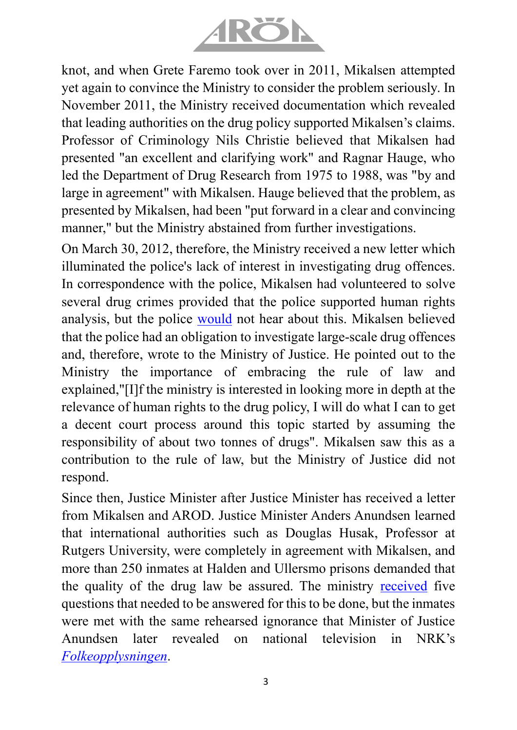knot, and when Grete Faremo took over in 2011, Mikalsen attempted yet again to convince the Ministry to consider the problem seriously. In November 2011, the Ministry received documentation which revealed that leading authorities on the drug policy supported Mikalsen's claims. Professor of Criminology Nils Christie believed that Mikalsen had presented "an excellent and clarifying work" and Ragnar Hauge, who led the Department of Drug Research from 1975 to 1988, was "by and large in agreement" with Mikalsen. Hauge believed that the problem, as presented by Mikalsen, had been "put forward in a clear and convincing manner," but the Ministry abstained from further investigations.

On March 30, 2012, therefore, the Ministry received a new letter which illuminated the police's lack of interest in investigating drug offences. In correspondence with the police, Mikalsen had volunteered to solve several drug crimes provided that the police supported human rights analysis, but the police would not hear about this. Mikalsen believed that the police had an obligation to investigate large-scale drug offences and, therefore, wrote to the Ministry of Justice. He pointed out to the Ministry the importance of embracing the rule of law and explained,"[I]f the ministry is interested in looking more in depth at the relevance of human rights to the drug policy, I will do what I can to get a decent court process around this topic started by assuming the responsibility of about two tonnes of drugs". Mikalsen saw this as a contribution to the rule of law, but the Ministry of Justice did not respond.

Since then, Justice Minister after Justice Minister has received a letter from Mikalsen and AROD. Justice Minister Anders Anundsen learned that international authorities such as Douglas Husak, Professor at Rutgers University, were completely in agreement with Mikalsen, and more than 250 inmates at Halden and Ullersmo prisons demanded that the quality of the drug law be assured. The ministry received five questions that needed to be answered for this to be done, but the inmates were met with the same rehearsed ignorance that Minister of Justice Anundsen later revealed on national television in NRK's *Folkeopplysningen*.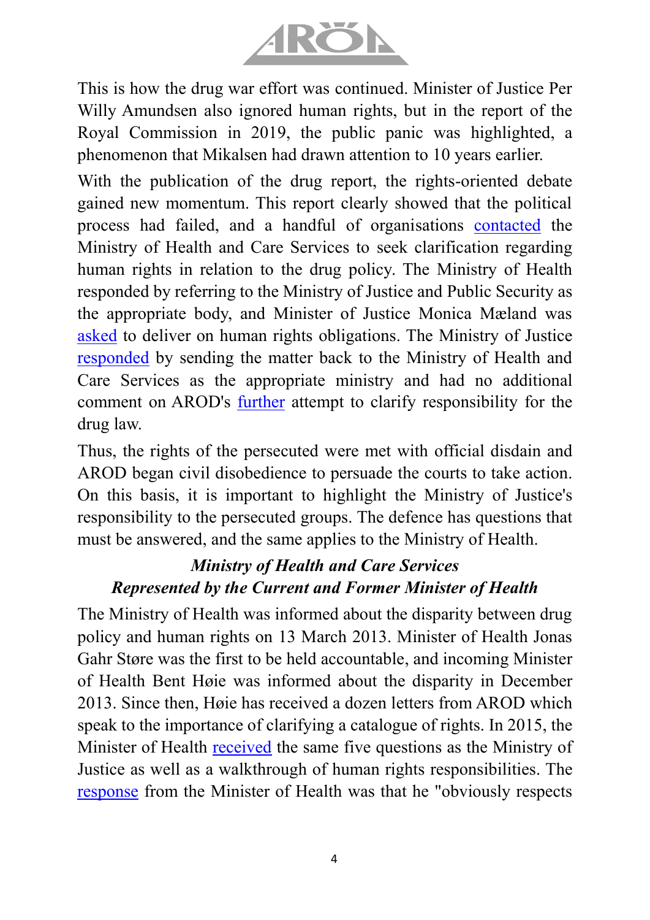This is how the drug war effort was continued. Minister of Justice Per Willy Amundsen also ignored human rights, but in the report of the Royal Commission in 2019, the public panic was highlighted, a phenomenon that Mikalsen had drawn attention to 10 years earlier.

With the publication of the drug report, the rights-oriented debate gained new momentum. This report clearly showed that the political process had failed, and a handful of organisations contacted the Ministry of Health and Care Services to seek clarification regarding human rights in relation to the drug policy. The Ministry of Health responded by referring to the Ministry of Justice and Public Security as the appropriate body, and Minister of Justice Monica Mæland was asked to deliver on human rights obligations. The Ministry of Justice responded by sending the matter back to the Ministry of Health and Care Services as the appropriate ministry and had no additional comment on AROD's further attempt to clarify responsibility for the drug law.

Thus, the rights of the persecuted were met with official disdain and AROD began civil disobedience to persuade the courts to take action. On this basis, it is important to highlight the Ministry of Justice's responsibility to the persecuted groups. The defence has questions that must be answered, and the same applies to the Ministry of Health.

### *Ministry of Health and Care Services*
### *Represented by the Current and Former Minister of Health*

The Ministry of Health was informed about the disparity between drug policy and human rights on 13 March 2013. Minister of Health Jonas Gahr Støre was the first to be held accountable, and incoming Minister of Health Bent Høie was informed about the disparity in December 2013. Since then, Høie has received a dozen letters from AROD which speak to the importance of clarifying a catalogue of rights. In 2015, the Minister of Health received the same five questions as the Ministry of Justice as well as a walkthrough of human rights responsibilities. The response from the Minister of Health was that he "obviously respects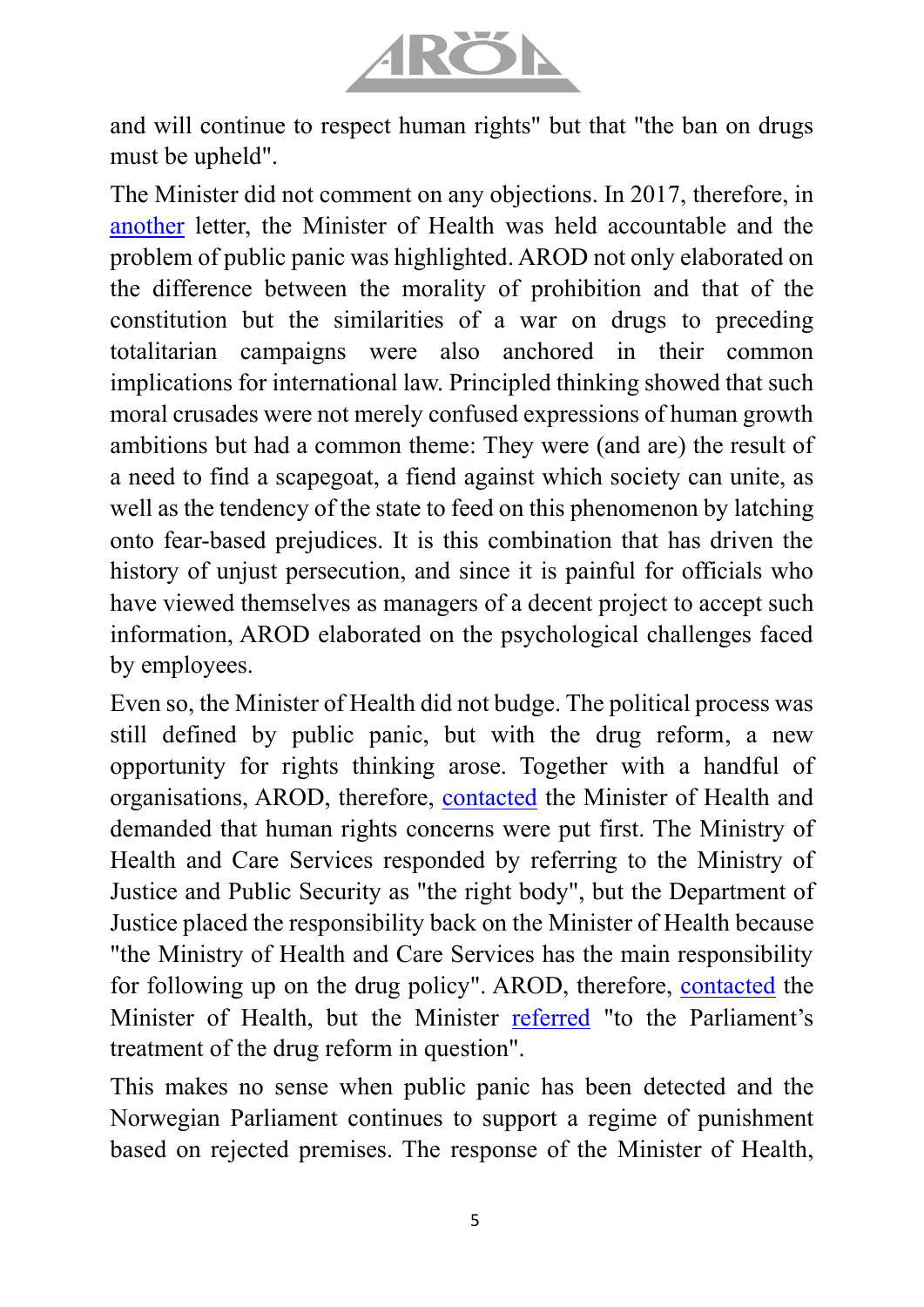and will continue to respect human rights" but that "the ban on drugs must be upheld".

The Minister did not comment on any objections. In 2017, therefore, in another letter, the Minister of Health was held accountable and the problem of public panic was highlighted. AROD not only elaborated on the difference between the morality of prohibition and that of the constitution but the similarities of a war on drugs to preceding totalitarian campaigns were also anchored in their common implications for international law. Principled thinking showed that such moral crusades were not merely confused expressions of human growth ambitions but had a common theme: They were (and are) the result of a need to find a scapegoat, a fiend against which society can unite, as well as the tendency of the state to feed on this phenomenon by latching onto fear-based prejudices. It is this combination that has driven the history of unjust persecution, and since it is painful for officials who have viewed themselves as managers of a decent project to accept such information, AROD elaborated on the psychological challenges faced by employees.

Even so, the Minister of Health did not budge. The political process was still defined by public panic, but with the drug reform, a new opportunity for rights thinking arose. Together with a handful of organisations, AROD, therefore, contacted the Minister of Health and demanded that human rights concerns were put first. The Ministry of Health and Care Services responded by referring to the Ministry of Justice and Public Security as "the right body", but the Department of Justice placed the responsibility back on the Minister of Health because "the Ministry of Health and Care Services has the main responsibility for following up on the drug policy". AROD, therefore, contacted the Minister of Health, but the Minister referred "to the Parliament's treatment of the drug reform in question".

This makes no sense when public panic has been detected and the Norwegian Parliament continues to support a regime of punishment based on rejected premises. The response of the Minister of Health,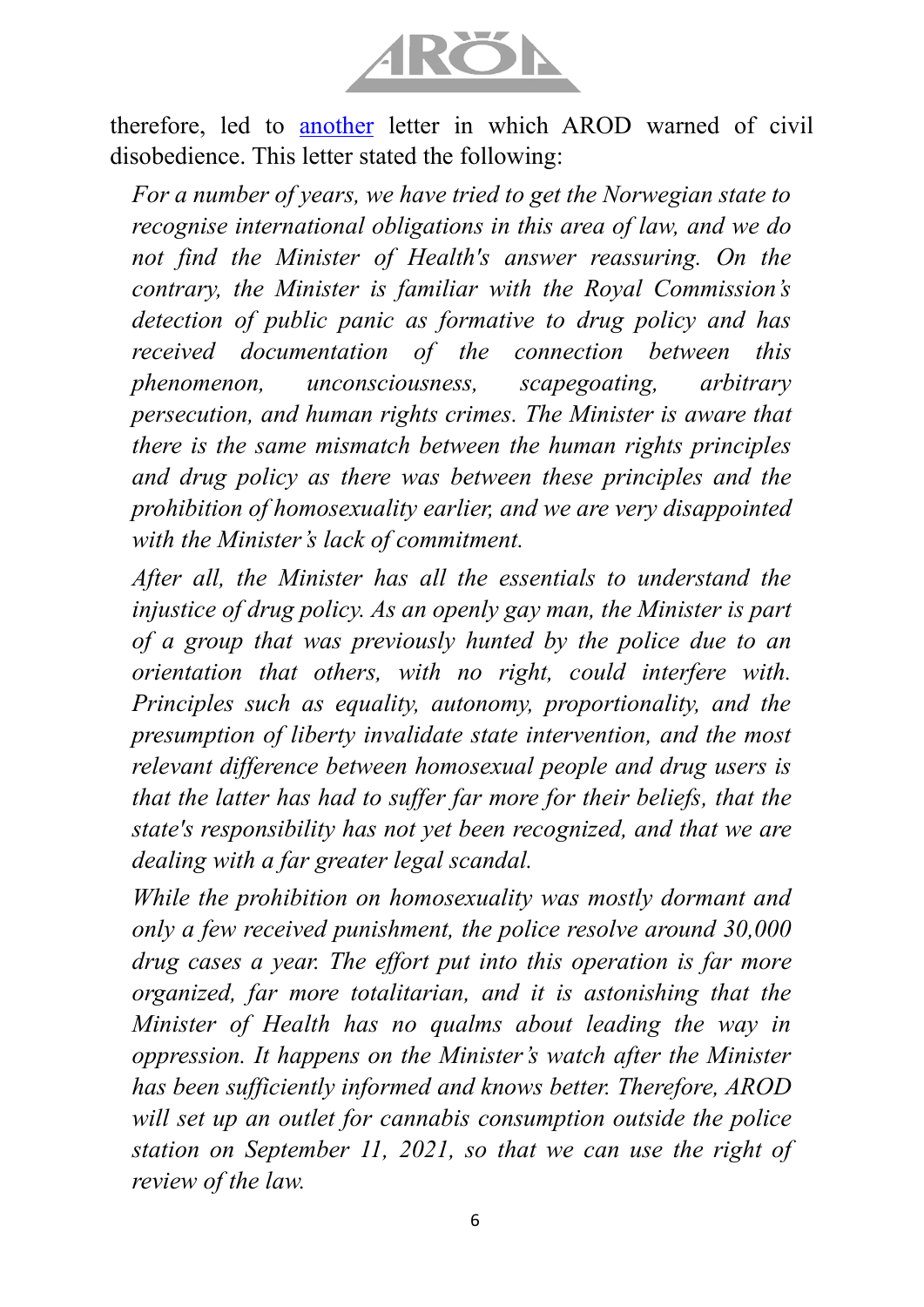therefore, led to another letter in which AROD warned of civil disobedience. This letter stated the following:

> *For a number of years, we have tried to get the Norwegian state to recognise international obligations in this area of law, and we do not find the Minister of Health's answer reassuring. On the contrary, the Minister is familiar with the Royal Commission's detection of public panic as formative to drug policy and has received documentation of the connection between this phenomenon, unconsciousness, scapegoating, arbitrary persecution, and human rights crimes. The Minister is aware that there is the same mismatch between the human rights principles and drug policy as there was between these principles and the prohibition of homosexuality earlier, and we are very disappointed with the Minister's lack of commitment.*
>
> *After all, the Minister has all the essentials to understand the injustice of drug policy. As an openly gay man, the Minister is part of a group that was previously hunted by the police due to an orientation that others, with no right, could interfere with. Principles such as equality, autonomy, proportionality, and the presumption of liberty invalidate state intervention, and the most relevant difference between homosexual people and drug users is that the latter has had to suffer far more for their beliefs, that the state's responsibility has not yet been recognized, and that we are dealing with a far greater legal scandal.*
>
> *While the prohibition on homosexuality was mostly dormant and only a few received punishment, the police resolve around 30,000 drug cases a year. The effort put into this operation is far more organized, far more totalitarian, and it is astonishing that the Minister of Health has no qualms about leading the way in oppression. It happens on the Minister's watch after the Minister has been sufficiently informed and knows better. Therefore, AROD will set up an outlet for cannabis consumption outside the police station on September 11, 2021, so that we can use the right of review of the law.*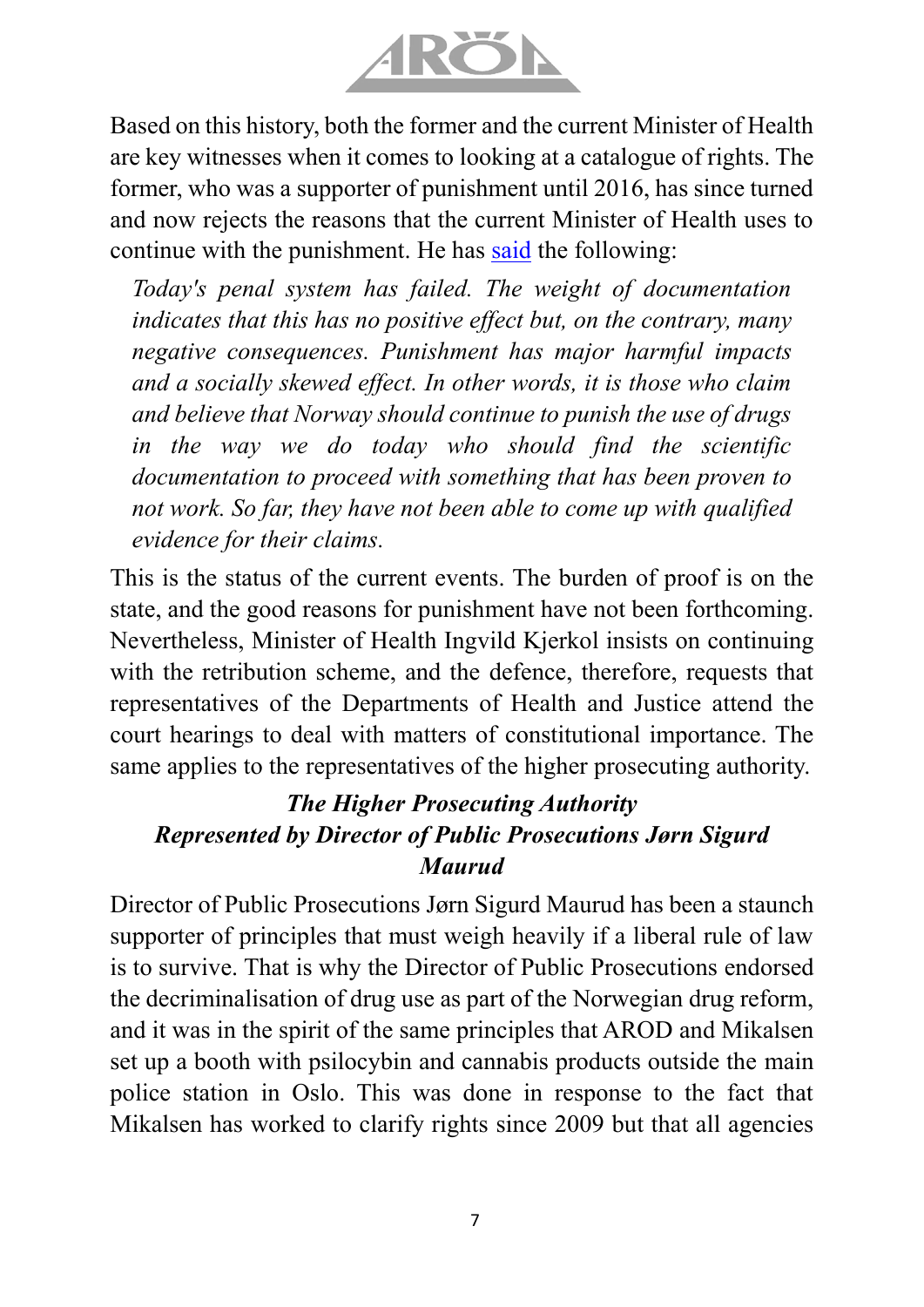Based on this history, both the former and the current Minister of Health are key witnesses when it comes to looking at a catalogue of rights. The former, who was a supporter of punishment until 2016, has since turned and now rejects the reasons that the current Minister of Health uses to continue with the punishment. He has said the following:

> *Today's penal system has failed. The weight of documentation indicates that this has no positive effect but, on the contrary, many negative consequences. Punishment has major harmful impacts and a socially skewed effect. In other words, it is those who claim and believe that Norway should continue to punish the use of drugs in the way we do today who should find the scientific documentation to proceed with something that has been proven to not work. So far, they have not been able to come up with qualified evidence for their claims.*

This is the status of the current events. The burden of proof is on the state, and the good reasons for punishment have not been forthcoming. Nevertheless, Minister of Health Ingvild Kjerkol insists on continuing with the retribution scheme, and the defence, therefore, requests that representatives of the Departments of Health and Justice attend the court hearings to deal with matters of constitutional importance. The same applies to the representatives of the higher prosecuting authority.

### *The Higher Prosecuting Authority Represented by Director of Public Prosecutions Jørn Sigurd Maurud*

Director of Public Prosecutions Jørn Sigurd Maurud has been a staunch supporter of principles that must weigh heavily if a liberal rule of law is to survive. That is why the Director of Public Prosecutions endorsed the decriminalisation of drug use as part of the Norwegian drug reform, and it was in the spirit of the same principles that AROD and Mikalsen set up a booth with psilocybin and cannabis products outside the main police station in Oslo. This was done in response to the fact that Mikalsen has worked to clarify rights since 2009 but that all agencies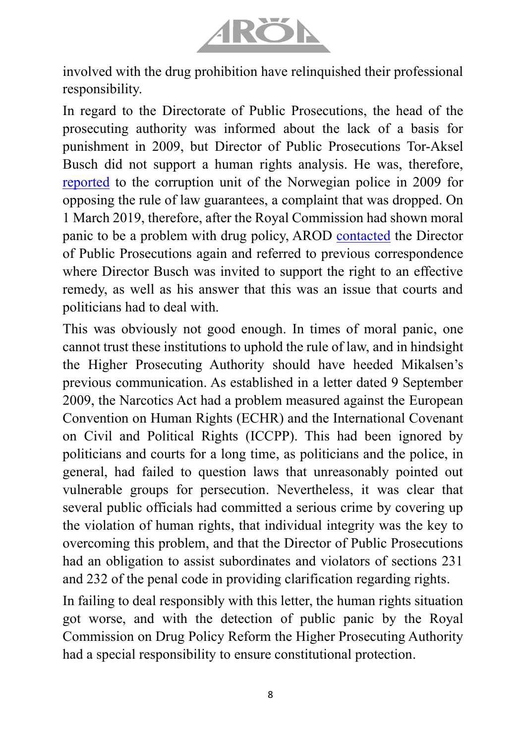involved with the drug prohibition have relinquished their professional responsibility.

In regard to the Directorate of Public Prosecutions, the head of the prosecuting authority was informed about the lack of a basis for punishment in 2009, but Director of Public Prosecutions Tor-Aksel Busch did not support a human rights analysis. He was, therefore, reported to the corruption unit of the Norwegian police in 2009 for opposing the rule of law guarantees, a complaint that was dropped. On 1 March 2019, therefore, after the Royal Commission had shown moral panic to be a problem with drug policy, AROD contacted the Director of Public Prosecutions again and referred to previous correspondence where Director Busch was invited to support the right to an effective remedy, as well as his answer that this was an issue that courts and politicians had to deal with.

This was obviously not good enough. In times of moral panic, one cannot trust these institutions to uphold the rule of law, and in hindsight the Higher Prosecuting Authority should have heeded Mikalsen's previous communication. As established in a letter dated 9 September 2009, the Narcotics Act had a problem measured against the European Convention on Human Rights (ECHR) and the International Covenant on Civil and Political Rights (ICCPP). This had been ignored by politicians and courts for a long time, as politicians and the police, in general, had failed to question laws that unreasonably pointed out vulnerable groups for persecution. Nevertheless, it was clear that several public officials had committed a serious crime by covering up the violation of human rights, that individual integrity was the key to overcoming this problem, and that the Director of Public Prosecutions had an obligation to assist subordinates and violators of sections 231 and 232 of the penal code in providing clarification regarding rights.

In failing to deal responsibly with this letter, the human rights situation got worse, and with the detection of public panic by the Royal Commission on Drug Policy Reform the Higher Prosecuting Authority had a special responsibility to ensure constitutional protection.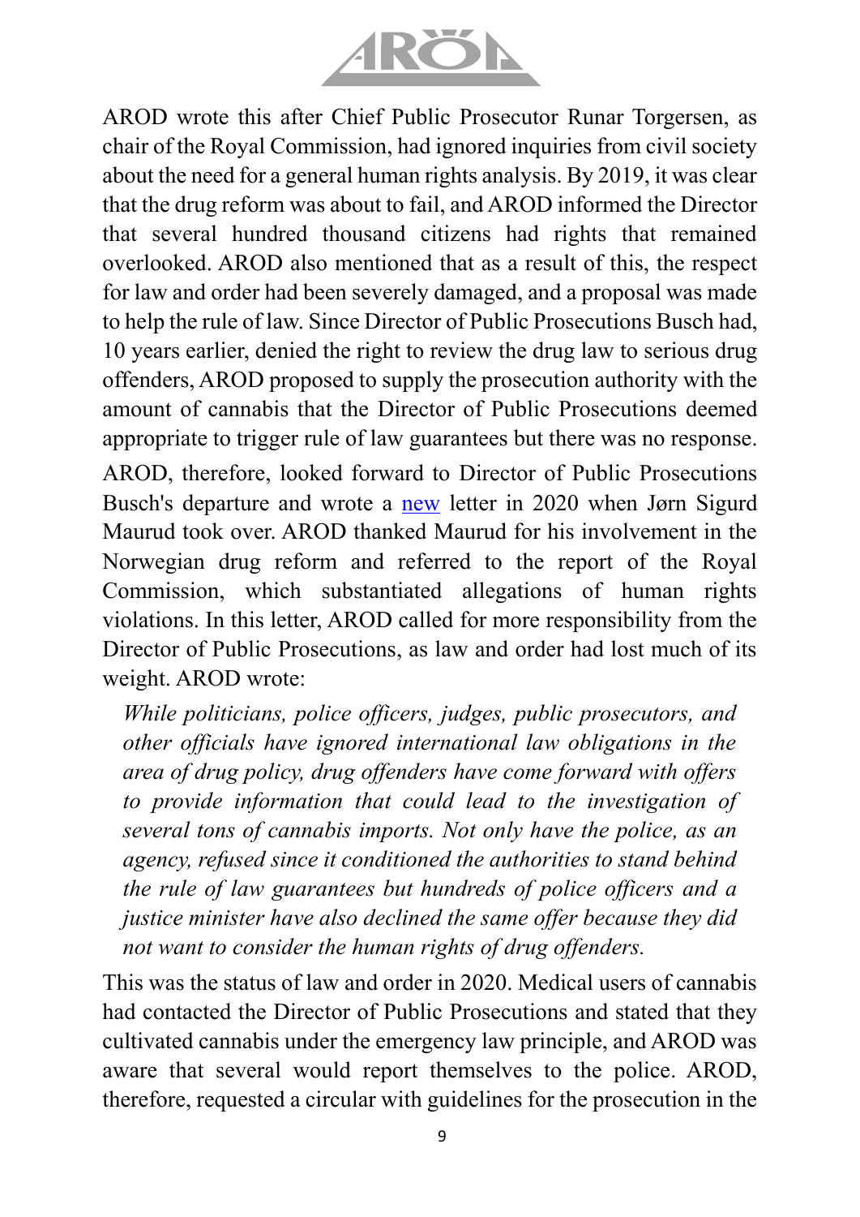AROD wrote this after Chief Public Prosecutor Runar Torgersen, as chair of the Royal Commission, had ignored inquiries from civil society about the need for a general human rights analysis. By 2019, it was clear that the drug reform was about to fail, and AROD informed the Director that several hundred thousand citizens had rights that remained overlooked. AROD also mentioned that as a result of this, the respect for law and order had been severely damaged, and a proposal was made to help the rule of law. Since Director of Public Prosecutions Busch had, 10 years earlier, denied the right to review the drug law to serious drug offenders, AROD proposed to supply the prosecution authority with the amount of cannabis that the Director of Public Prosecutions deemed appropriate to trigger rule of law guarantees but there was no response.

AROD, therefore, looked forward to Director of Public Prosecutions Busch's departure and wrote a new letter in 2020 when Jørn Sigurd Maurud took over. AROD thanked Maurud for his involvement in the Norwegian drug reform and referred to the report of the Royal Commission, which substantiated allegations of human rights violations. In this letter, AROD called for more responsibility from the Director of Public Prosecutions, as law and order had lost much of its weight. AROD wrote:

> *While politicians, police officers, judges, public prosecutors, and other officials have ignored international law obligations in the area of drug policy, drug offenders have come forward with offers to provide information that could lead to the investigation of several tons of cannabis imports. Not only have the police, as an agency, refused since it conditioned the authorities to stand behind the rule of law guarantees but hundreds of police officers and a justice minister have also declined the same offer because they did not want to consider the human rights of drug offenders.*

This was the status of law and order in 2020. Medical users of cannabis had contacted the Director of Public Prosecutions and stated that they cultivated cannabis under the emergency law principle, and AROD was aware that several would report themselves to the police. AROD, therefore, requested a circular with guidelines for the prosecution in the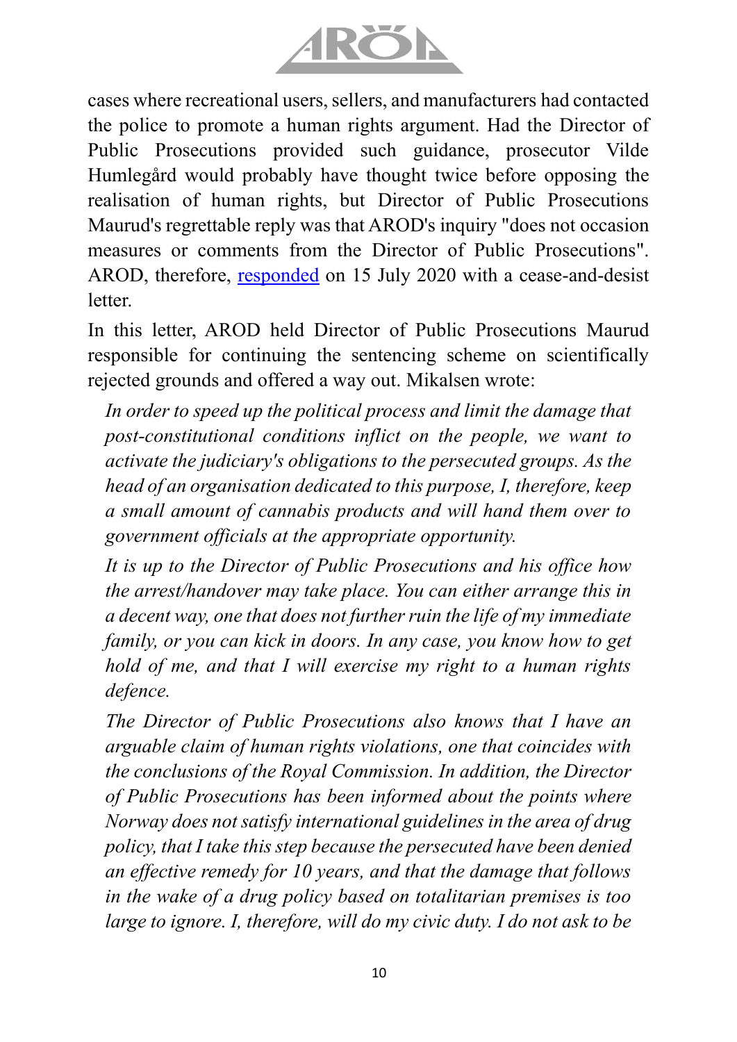cases where recreational users, sellers, and manufacturers had contacted the police to promote a human rights argument. Had the Director of Public Prosecutions provided such guidance, prosecutor Vilde Humlegård would probably have thought twice before opposing the realisation of human rights, but Director of Public Prosecutions Maurud's regrettable reply was that AROD's inquiry "does not occasion measures or comments from the Director of Public Prosecutions". AROD, therefore, responded on 15 July 2020 with a cease-and-desist letter.

In this letter, AROD held Director of Public Prosecutions Maurud responsible for continuing the sentencing scheme on scientifically rejected grounds and offered a way out. Mikalsen wrote:

> *In order to speed up the political process and limit the damage that post-constitutional conditions inflict on the people, we want to activate the judiciary's obligations to the persecuted groups. As the head of an organisation dedicated to this purpose, I, therefore, keep a small amount of cannabis products and will hand them over to government officials at the appropriate opportunity.*
>
> *It is up to the Director of Public Prosecutions and his office how the arrest/handover may take place. You can either arrange this in a decent way, one that does not further ruin the life of my immediate family, or you can kick in doors. In any case, you know how to get hold of me, and that I will exercise my right to a human rights defence.*
>
> *The Director of Public Prosecutions also knows that I have an arguable claim of human rights violations, one that coincides with the conclusions of the Royal Commission. In addition, the Director of Public Prosecutions has been informed about the points where Norway does not satisfy international guidelines in the area of drug policy, that I take this step because the persecuted have been denied an effective remedy for 10 years, and that the damage that follows in the wake of a drug policy based on totalitarian premises is too large to ignore. I, therefore, will do my civic duty. I do not ask to be*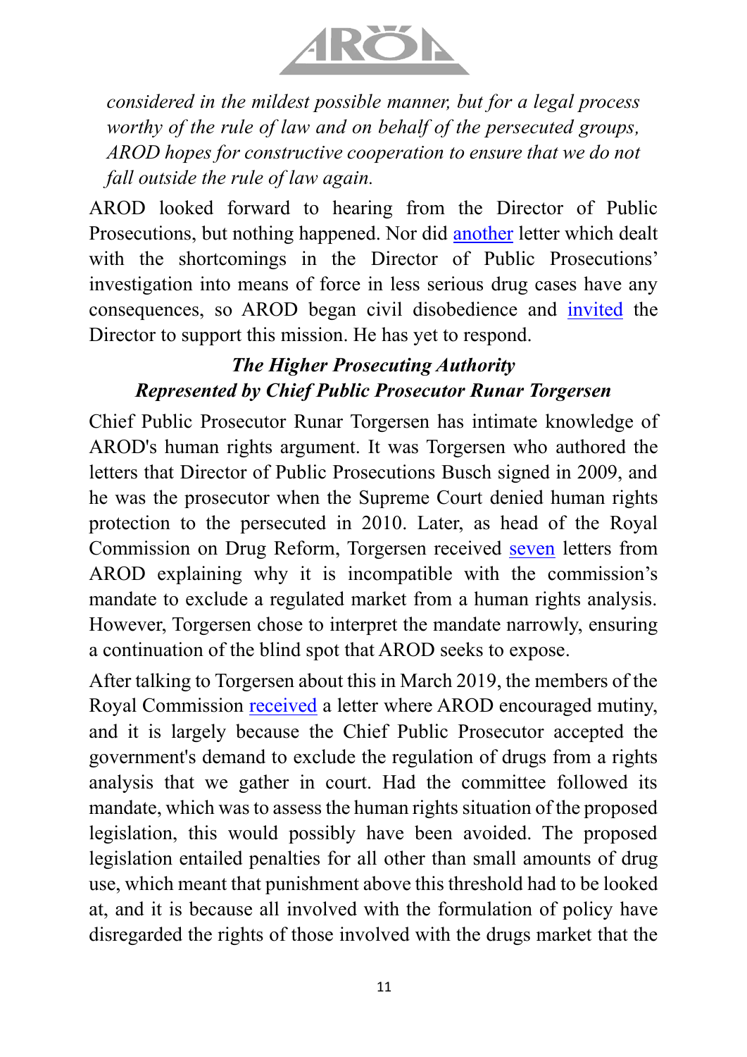*considered in the mildest possible manner, but for a legal process worthy of the rule of law and on behalf of the persecuted groups, AROD hopes for constructive cooperation to ensure that we do not fall outside the rule of law again.*

AROD looked forward to hearing from the Director of Public Prosecutions, but nothing happened. Nor did another letter which dealt with the shortcomings in the Director of Public Prosecutions' investigation into means of force in less serious drug cases have any consequences, so AROD began civil disobedience and invited the Director to support this mission. He has yet to respond.

### *The Higher Prosecuting Authority*
### *Represented by Chief Public Prosecutor Runar Torgersen*

Chief Public Prosecutor Runar Torgersen has intimate knowledge of AROD's human rights argument. It was Torgersen who authored the letters that Director of Public Prosecutions Busch signed in 2009, and he was the prosecutor when the Supreme Court denied human rights protection to the persecuted in 2010. Later, as head of the Royal Commission on Drug Reform, Torgersen received seven letters from AROD explaining why it is incompatible with the commission's mandate to exclude a regulated market from a human rights analysis. However, Torgersen chose to interpret the mandate narrowly, ensuring a continuation of the blind spot that AROD seeks to expose.

After talking to Torgersen about this in March 2019, the members of the Royal Commission received a letter where AROD encouraged mutiny, and it is largely because the Chief Public Prosecutor accepted the government's demand to exclude the regulation of drugs from a rights analysis that we gather in court. Had the committee followed its mandate, which was to assess the human rights situation of the proposed legislation, this would possibly have been avoided. The proposed legislation entailed penalties for all other than small amounts of drug use, which meant that punishment above this threshold had to be looked at, and it is because all involved with the formulation of policy have disregarded the rights of those involved with the drugs market that the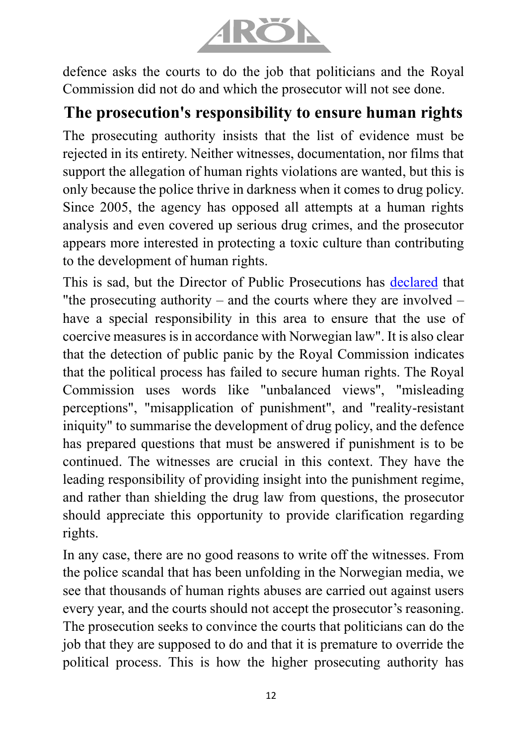defence asks the courts to do the job that politicians and the Royal Commission did not do and which the prosecutor will not see done.

## The prosecution's responsibility to ensure human rights

The prosecuting authority insists that the list of evidence must be rejected in its entirety. Neither witnesses, documentation, nor films that support the allegation of human rights violations are wanted, but this is only because the police thrive in darkness when it comes to drug policy. Since 2005, the agency has opposed all attempts at a human rights analysis and even covered up serious drug crimes, and the prosecutor appears more interested in protecting a toxic culture than contributing to the development of human rights.

This is sad, but the Director of Public Prosecutions has declared that "the prosecuting authority – and the courts where they are involved – have a special responsibility in this area to ensure that the use of coercive measures is in accordance with Norwegian law". It is also clear that the detection of public panic by the Royal Commission indicates that the political process has failed to secure human rights. The Royal Commission uses words like "unbalanced views", "misleading perceptions", "misapplication of punishment", and "reality-resistant iniquity" to summarise the development of drug policy, and the defence has prepared questions that must be answered if punishment is to be continued. The witnesses are crucial in this context. They have the leading responsibility of providing insight into the punishment regime, and rather than shielding the drug law from questions, the prosecutor should appreciate this opportunity to provide clarification regarding rights.

In any case, there are no good reasons to write off the witnesses. From the police scandal that has been unfolding in the Norwegian media, we see that thousands of human rights abuses are carried out against users every year, and the courts should not accept the prosecutor's reasoning. The prosecution seeks to convince the courts that politicians can do the job that they are supposed to do and that it is premature to override the political process. This is how the higher prosecuting authority has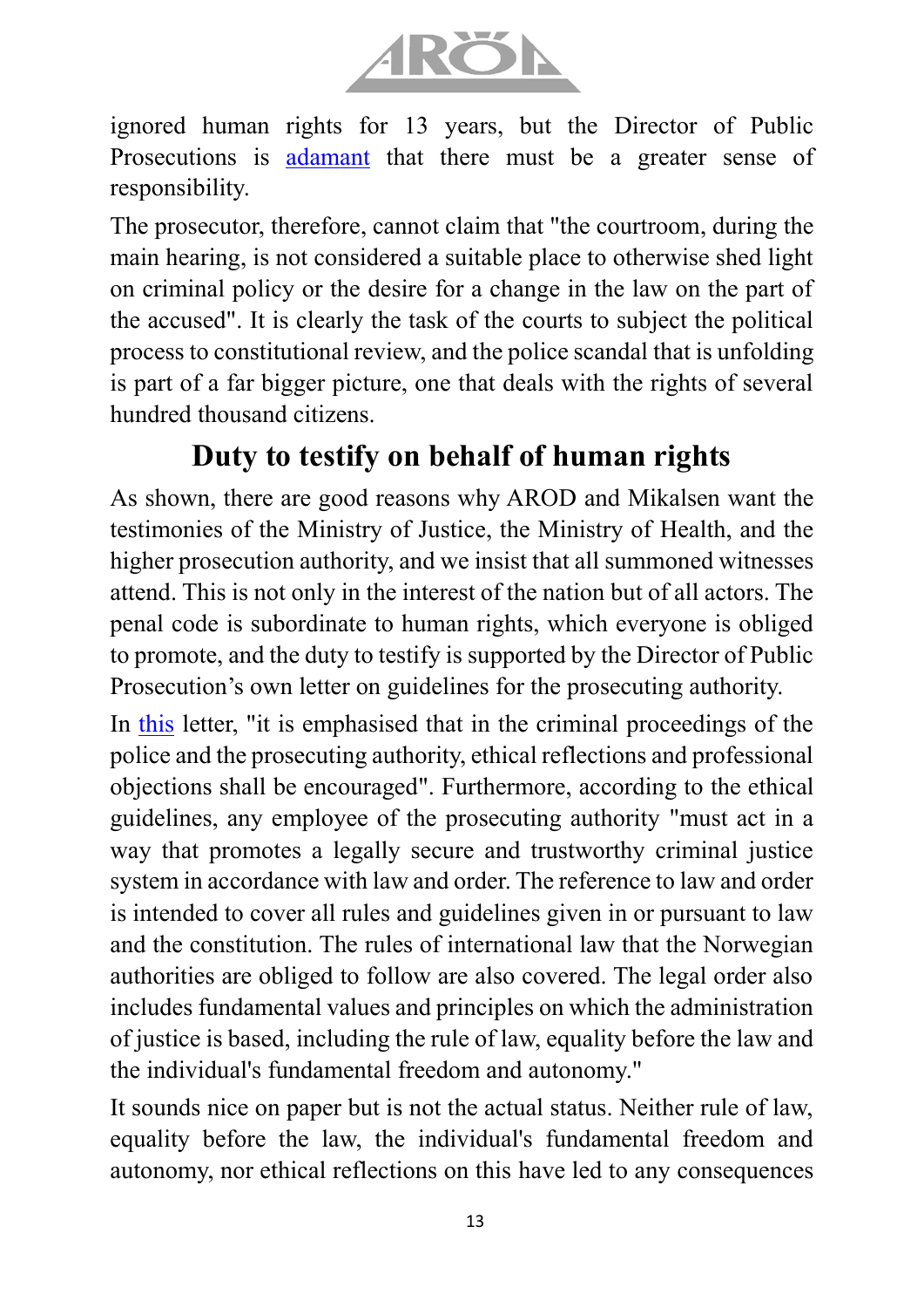ignored human rights for 13 years, but the Director of Public Prosecutions is adamant that there must be a greater sense of responsibility.

The prosecutor, therefore, cannot claim that "the courtroom, during the main hearing, is not considered a suitable place to otherwise shed light on criminal policy or the desire for a change in the law on the part of the accused". It is clearly the task of the courts to subject the political process to constitutional review, and the police scandal that is unfolding is part of a far bigger picture, one that deals with the rights of several hundred thousand citizens.

## Duty to testify on behalf of human rights

As shown, there are good reasons why AROD and Mikalsen want the testimonies of the Ministry of Justice, the Ministry of Health, and the higher prosecution authority, and we insist that all summoned witnesses attend. This is not only in the interest of the nation but of all actors. The penal code is subordinate to human rights, which everyone is obliged to promote, and the duty to testify is supported by the Director of Public Prosecution's own letter on guidelines for the prosecuting authority.

In this letter, "it is emphasised that in the criminal proceedings of the police and the prosecuting authority, ethical reflections and professional objections shall be encouraged". Furthermore, according to the ethical guidelines, any employee of the prosecuting authority "must act in a way that promotes a legally secure and trustworthy criminal justice system in accordance with law and order. The reference to law and order is intended to cover all rules and guidelines given in or pursuant to law and the constitution. The rules of international law that the Norwegian authorities are obliged to follow are also covered. The legal order also includes fundamental values and principles on which the administration of justice is based, including the rule of law, equality before the law and the individual's fundamental freedom and autonomy."

It sounds nice on paper but is not the actual status. Neither rule of law, equality before the law, the individual's fundamental freedom and autonomy, nor ethical reflections on this have led to any consequences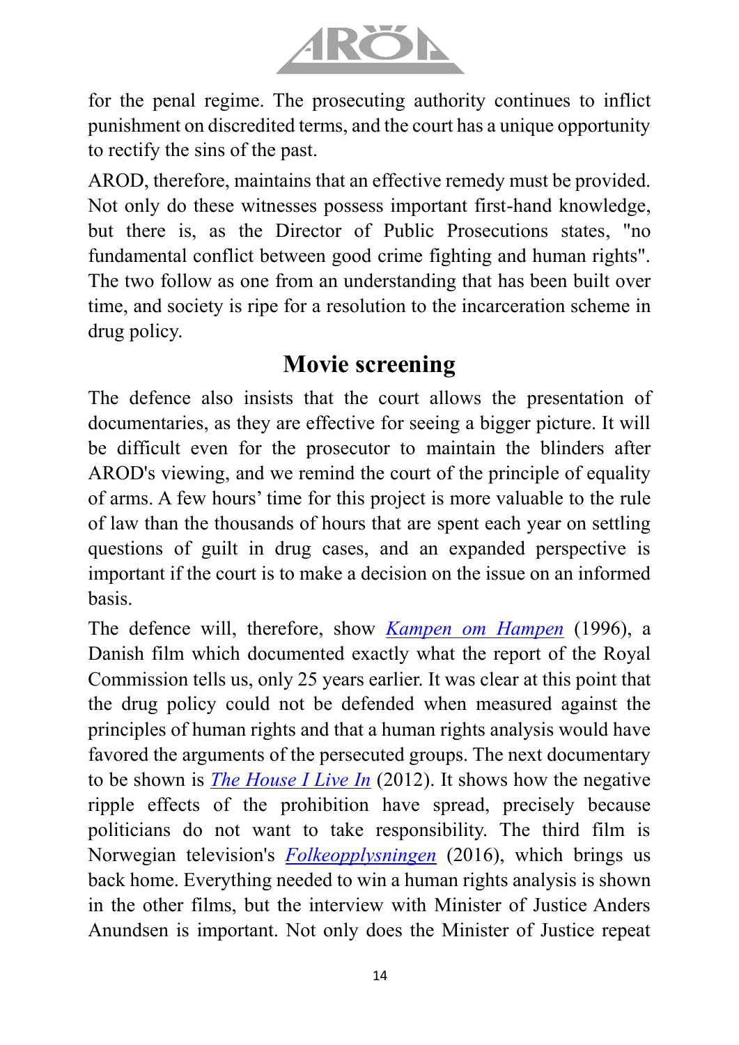for the penal regime. The prosecuting authority continues to inflict punishment on discredited terms, and the court has a unique opportunity to rectify the sins of the past.

AROD, therefore, maintains that an effective remedy must be provided. Not only do these witnesses possess important first-hand knowledge, but there is, as the Director of Public Prosecutions states, "no fundamental conflict between good crime fighting and human rights". The two follow as one from an understanding that has been built over time, and society is ripe for a resolution to the incarceration scheme in drug policy.

## Movie screening

The defence also insists that the court allows the presentation of documentaries, as they are effective for seeing a bigger picture. It will be difficult even for the prosecutor to maintain the blinders after AROD's viewing, and we remind the court of the principle of equality of arms. A few hours' time for this project is more valuable to the rule of law than the thousands of hours that are spent each year on settling questions of guilt in drug cases, and an expanded perspective is important if the court is to make a decision on the issue on an informed basis.

The defence will, therefore, show *Kampen om Hampen* (1996), a Danish film which documented exactly what the report of the Royal Commission tells us, only 25 years earlier. It was clear at this point that the drug policy could not be defended when measured against the principles of human rights and that a human rights analysis would have favored the arguments of the persecuted groups. The next documentary to be shown is *The House I Live In* (2012). It shows how the negative ripple effects of the prohibition have spread, precisely because politicians do not want to take responsibility. The third film is Norwegian television's *Folkeopplysningen* (2016), which brings us back home. Everything needed to win a human rights analysis is shown in the other films, but the interview with Minister of Justice Anders Anundsen is important. Not only does the Minister of Justice repeat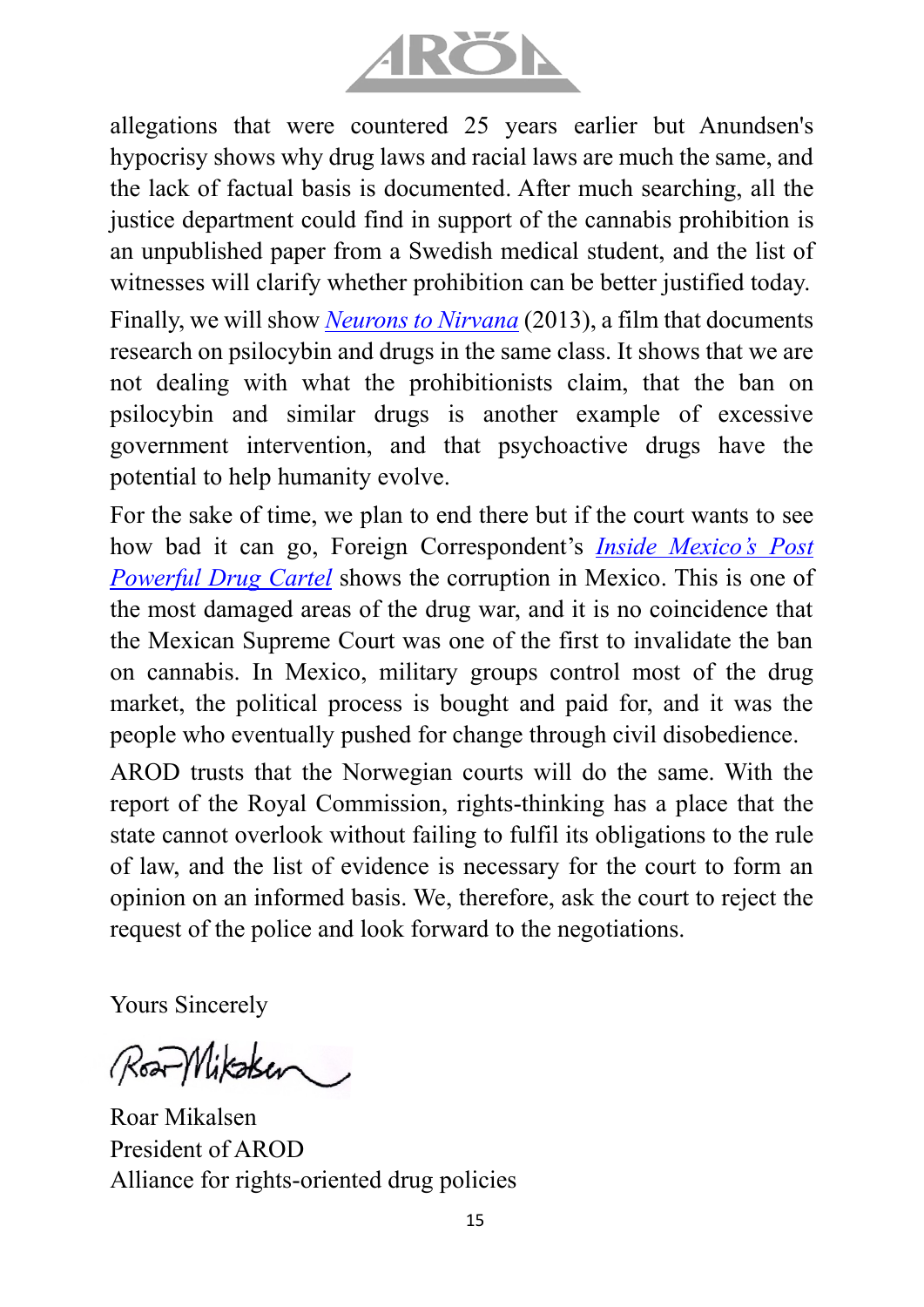allegations that were countered 25 years earlier but Anundsen's hypocrisy shows why drug laws and racial laws are much the same, and the lack of factual basis is documented. After much searching, all the justice department could find in support of the cannabis prohibition is an unpublished paper from a Swedish medical student, and the list of witnesses will clarify whether prohibition can be better justified today.

Finally, we will show *Neurons to Nirvana* (2013), a film that documents research on psilocybin and drugs in the same class. It shows that we are not dealing with what the prohibitionists claim, that the ban on psilocybin and similar drugs is another example of excessive government intervention, and that psychoactive drugs have the potential to help humanity evolve.

For the sake of time, we plan to end there but if the court wants to see how bad it can go, Foreign Correspondent's *Inside Mexico's Post Powerful Drug Cartel* shows the corruption in Mexico. This is one of the most damaged areas of the drug war, and it is no coincidence that the Mexican Supreme Court was one of the first to invalidate the ban on cannabis. In Mexico, military groups control most of the drug market, the political process is bought and paid for, and it was the people who eventually pushed for change through civil disobedience.

AROD trusts that the Norwegian courts will do the same. With the report of the Royal Commission, rights-thinking has a place that the state cannot overlook without failing to fulfil its obligations to the rule of law, and the list of evidence is necessary for the court to form an opinion on an informed basis. We, therefore, ask the court to reject the request of the police and look forward to the negotiations.

Yours Sincerely

Roar Mikalsen
President of AROD
Alliance for rights-oriented drug policies